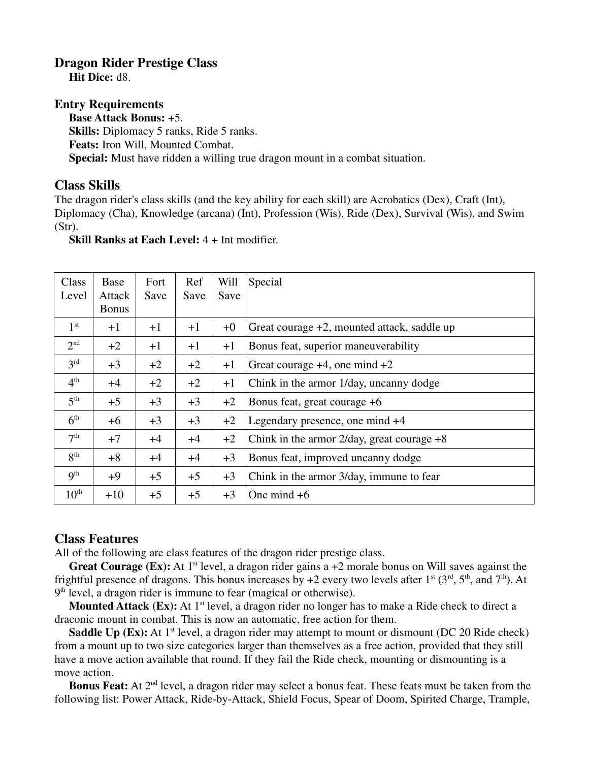## Dragon Rider Prestige Class

**Hit Dice:** d8.

### Entry Requirements

**Base Attack Bonus:** +5.
**Skills:** Diplomacy 5 ranks, Ride 5 ranks.
**Feats:** Iron Will, Mounted Combat.
**Special:** Must have ridden a willing true dragon mount in a combat situation.

### Class Skills

The dragon rider's class skills (and the key ability for each skill) are Acrobatics (Dex), Craft (Int), Diplomacy (Cha), Knowledge (arcana) (Int), Profession (Wis), Ride (Dex), Survival (Wis), and Swim (Str).

**Skill Ranks at Each Level:** 4 + Int modifier.

| Class Level | Base Attack Bonus | Fort Save | Ref Save | Will Save | Special |
|---|---|---|---|---|---|
| 1st | +1 | +1 | +1 | +0 | Great courage +2, mounted attack, saddle up |
| 2nd | +2 | +1 | +1 | +1 | Bonus feat, superior maneuverability |
| 3rd | +3 | +2 | +2 | +1 | Great courage +4, one mind +2 |
| 4th | +4 | +2 | +2 | +1 | Chink in the armor 1/day, uncanny dodge |
| 5th | +5 | +3 | +3 | +2 | Bonus feat, great courage +6 |
| 6th | +6 | +3 | +3 | +2 | Legendary presence, one mind +4 |
| 7th | +7 | +4 | +4 | +2 | Chink in the armor 2/day, great courage +8 |
| 8th | +8 | +4 | +4 | +3 | Bonus feat, improved uncanny dodge |
| 9th | +9 | +5 | +5 | +3 | Chink in the armor 3/day, immune to fear |
| 10th | +10 | +5 | +5 | +3 | One mind +6 |

### Class Features

All of the following are class features of the dragon rider prestige class.

**Great Courage (Ex):** At 1st level, a dragon rider gains a +2 morale bonus on Will saves against the frightful presence of dragons. This bonus increases by +2 every two levels after 1st (3rd, 5th, and 7th). At 9th level, a dragon rider is immune to fear (magical or otherwise).

**Mounted Attack (Ex):** At 1st level, a dragon rider no longer has to make a Ride check to direct a draconic mount in combat. This is now an automatic, free action for them.

**Saddle Up (Ex):** At 1st level, a dragon rider may attempt to mount or dismount (DC 20 Ride check) from a mount up to two size categories larger than themselves as a free action, provided that they still have a move action available that round. If they fail the Ride check, mounting or dismounting is a move action.

**Bonus Feat:** At 2nd level, a dragon rider may select a bonus feat. These feats must be taken from the following list: Power Attack, Ride-by-Attack, Shield Focus, Spear of Doom, Spirited Charge, Trample,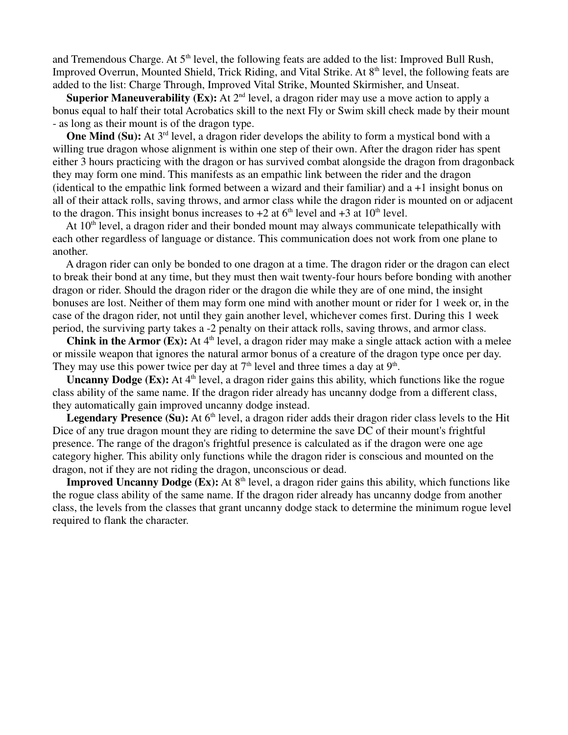and Tremendous Charge. At 5th level, the following feats are added to the list: Improved Bull Rush, Improved Overrun, Mounted Shield, Trick Riding, and Vital Strike. At 8th level, the following feats are added to the list: Charge Through, Improved Vital Strike, Mounted Skirmisher, and Unseat.

**Superior Maneuverability (Ex):** At 2nd level, a dragon rider may use a move action to apply a bonus equal to half their total Acrobatics skill to the next Fly or Swim skill check made by their mount - as long as their mount is of the dragon type.

**One Mind (Su):** At 3rd level, a dragon rider develops the ability to form a mystical bond with a willing true dragon whose alignment is within one step of their own. After the dragon rider has spent either 3 hours practicing with the dragon or has survived combat alongside the dragon from dragonback they may form one mind. This manifests as an empathic link between the rider and the dragon (identical to the empathic link formed between a wizard and their familiar) and a +1 insight bonus on all of their attack rolls, saving throws, and armor class while the dragon rider is mounted on or adjacent to the dragon. This insight bonus increases to +2 at 6th level and +3 at 10th level.

At 10th level, a dragon rider and their bonded mount may always communicate telepathically with each other regardless of language or distance. This communication does not work from one plane to another.

A dragon rider can only be bonded to one dragon at a time. The dragon rider or the dragon can elect to break their bond at any time, but they must then wait twenty-four hours before bonding with another dragon or rider. Should the dragon rider or the dragon die while they are of one mind, the insight bonuses are lost. Neither of them may form one mind with another mount or rider for 1 week or, in the case of the dragon rider, not until they gain another level, whichever comes first. During this 1 week period, the surviving party takes a -2 penalty on their attack rolls, saving throws, and armor class.

**Chink in the Armor (Ex):** At 4th level, a dragon rider may make a single attack action with a melee or missile weapon that ignores the natural armor bonus of a creature of the dragon type once per day. They may use this power twice per day at 7th level and three times a day at 9th.

**Uncanny Dodge (Ex):** At 4th level, a dragon rider gains this ability, which functions like the rogue class ability of the same name. If the dragon rider already has uncanny dodge from a different class, they automatically gain improved uncanny dodge instead.

**Legendary Presence (Su):** At 6th level, a dragon rider adds their dragon rider class levels to the Hit Dice of any true dragon mount they are riding to determine the save DC of their mount's frightful presence. The range of the dragon's frightful presence is calculated as if the dragon were one age category higher. This ability only functions while the dragon rider is conscious and mounted on the dragon, not if they are not riding the dragon, unconscious or dead.

**Improved Uncanny Dodge (Ex):** At 8th level, a dragon rider gains this ability, which functions like the rogue class ability of the same name. If the dragon rider already has uncanny dodge from another class, the levels from the classes that grant uncanny dodge stack to determine the minimum rogue level required to flank the character.